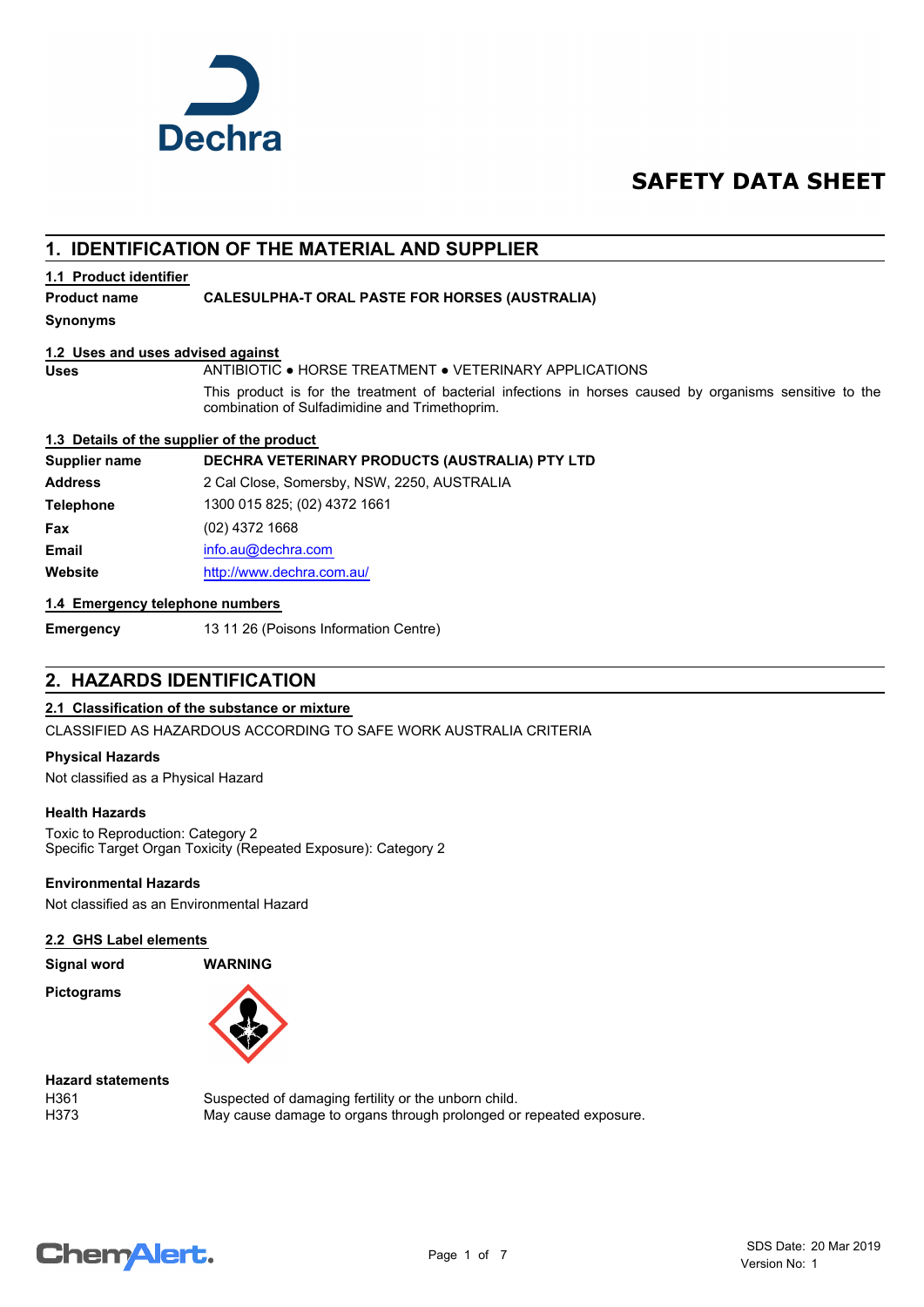# SAFETY DATA SHEET

## 1. IDENTIFICATION OF THE MATERIAL AND SUPPLIER

### 1.1 Product identifier

**Product name** **CALESULPHA-T ORAL PASTE FOR HORSES (AUSTRALIA)**

**Synonyms**

### 1.2 Uses and uses advised against

**Uses** ANTIBIOTIC ● HORSE TREATMENT ● VETERINARY APPLICATIONS

This product is for the treatment of bacterial infections in horses caused by organisms sensitive to the combination of Sulfadimidine and Trimethoprim.

### 1.3 Details of the supplier of the product

| | |
|---|---|
| **Supplier name** | **DECHRA VETERINARY PRODUCTS (AUSTRALIA) PTY LTD** |
| **Address** | 2 Cal Close, Somersby, NSW, 2250, AUSTRALIA |
| **Telephone** | 1300 015 825; (02) 4372 1661 |
| **Fax** | (02) 4372 1668 |
| **Email** | info.au@dechra.com |
| **Website** | http://www.dechra.com.au/ |

### 1.4 Emergency telephone numbers

**Emergency** 13 11 26 (Poisons Information Centre)

## 2. HAZARDS IDENTIFICATION

### 2.1 Classification of the substance or mixture

CLASSIFIED AS HAZARDOUS ACCORDING TO SAFE WORK AUSTRALIA CRITERIA

**Physical Hazards**

Not classified as a Physical Hazard

**Health Hazards**

Toxic to Reproduction: Category 2
Specific Target Organ Toxicity (Repeated Exposure): Category 2

**Environmental Hazards**

Not classified as an Environmental Hazard

### 2.2 GHS Label elements

**Signal word** **WARNING**

**Pictograms**

**Hazard statements**

| | |
|---|---|
| H361 | Suspected of damaging fertility or the unborn child. |
| H373 | May cause damage to organs through prolonged or repeated exposure. |

SDS Date: 20 Mar 2019
Version No: 1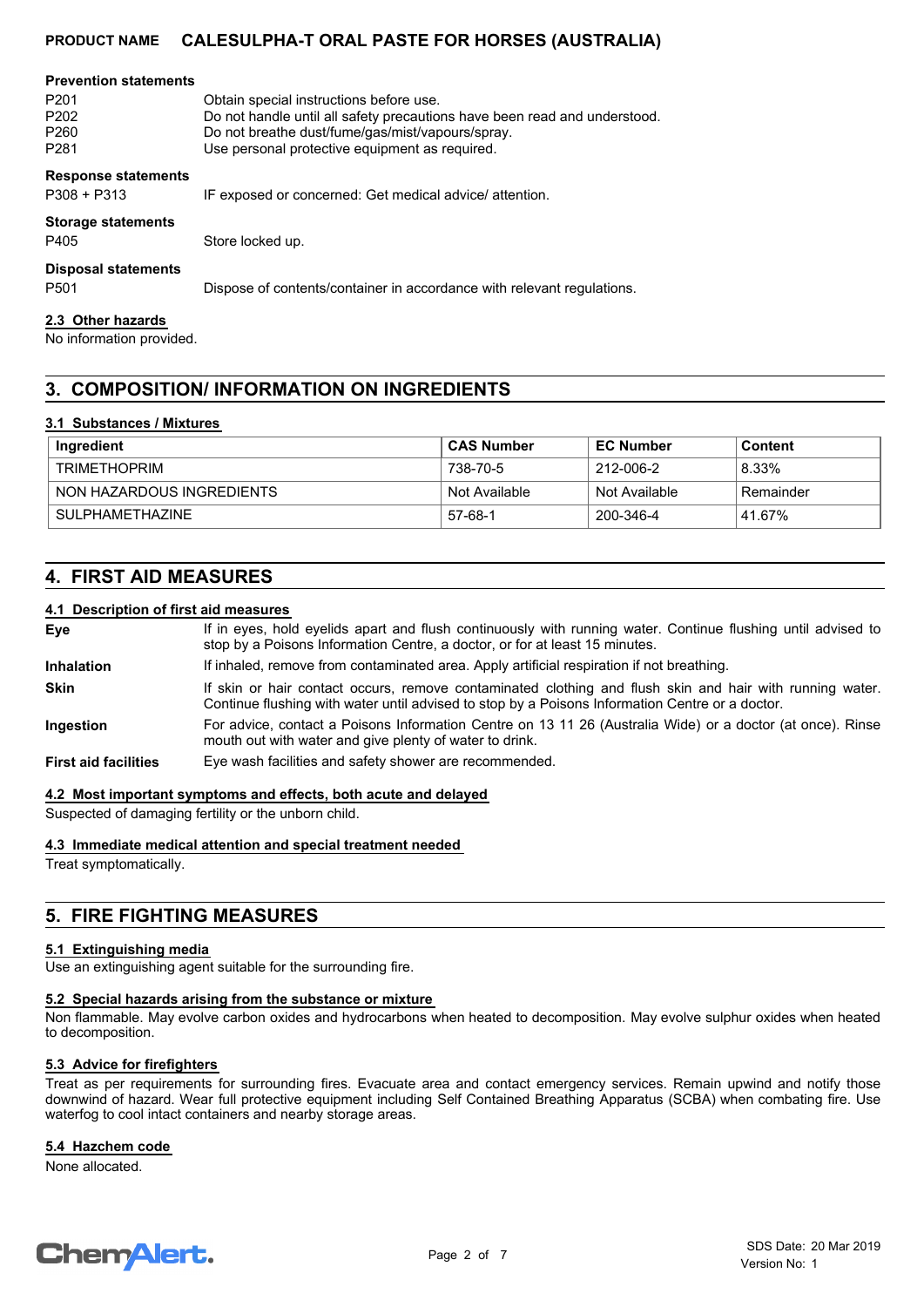#### Prevention statements

| | |
|---|---|
| P201 | Obtain special instructions before use. |
| P202 | Do not handle until all safety precautions have been read and understood. |
| P260 | Do not breathe dust/fume/gas/mist/vapours/spray. |
| P281 | Use personal protective equipment as required. |

#### Response statements

| | |
|---|---|
| P308 + P313 | IF exposed or concerned: Get medical advice/ attention. |

#### Storage statements

| | |
|---|---|
| P405 | Store locked up. |

#### Disposal statements

| | |
|---|---|
| P501 | Dispose of contents/container in accordance with relevant regulations. |

### 2.3 Other hazards

No information provided.

## 3. COMPOSITION/ INFORMATION ON INGREDIENTS

### 3.1 Substances / Mixtures

| Ingredient | CAS Number | EC Number | Content |
|---|---|---|---|
| TRIMETHOPRIM | 738-70-5 | 212-006-2 | 8.33% |
| NON HAZARDOUS INGREDIENTS | Not Available | Not Available | Remainder |
| SULPHAMETHAZINE | 57-68-1 | 200-346-4 | 41.67% |

## 4. FIRST AID MEASURES

### 4.1 Description of first aid measures

**Eye** If in eyes, hold eyelids apart and flush continuously with running water. Continue flushing until advised to stop by a Poisons Information Centre, a doctor, or for at least 15 minutes.

**Inhalation** If inhaled, remove from contaminated area. Apply artificial respiration if not breathing.

**Skin** If skin or hair contact occurs, remove contaminated clothing and flush skin and hair with running water. Continue flushing with water until advised to stop by a Poisons Information Centre or a doctor.

**Ingestion** For advice, contact a Poisons Information Centre on 13 11 26 (Australia Wide) or a doctor (at once). Rinse mouth out with water and give plenty of water to drink.

**First aid facilities** Eye wash facilities and safety shower are recommended.

### 4.2 Most important symptoms and effects, both acute and delayed

Suspected of damaging fertility or the unborn child.

### 4.3 Immediate medical attention and special treatment needed

Treat symptomatically.

## 5. FIRE FIGHTING MEASURES

### 5.1 Extinguishing media

Use an extinguishing agent suitable for the surrounding fire.

### 5.2 Special hazards arising from the substance or mixture

Non flammable. May evolve carbon oxides and hydrocarbons when heated to decomposition. May evolve sulphur oxides when heated to decomposition.

### 5.3 Advice for firefighters

Treat as per requirements for surrounding fires. Evacuate area and contact emergency services. Remain upwind and notify those downwind of hazard. Wear full protective equipment including Self Contained Breathing Apparatus (SCBA) when combating fire. Use waterfog to cool intact containers and nearby storage areas.

### 5.4 Hazchem code

None allocated.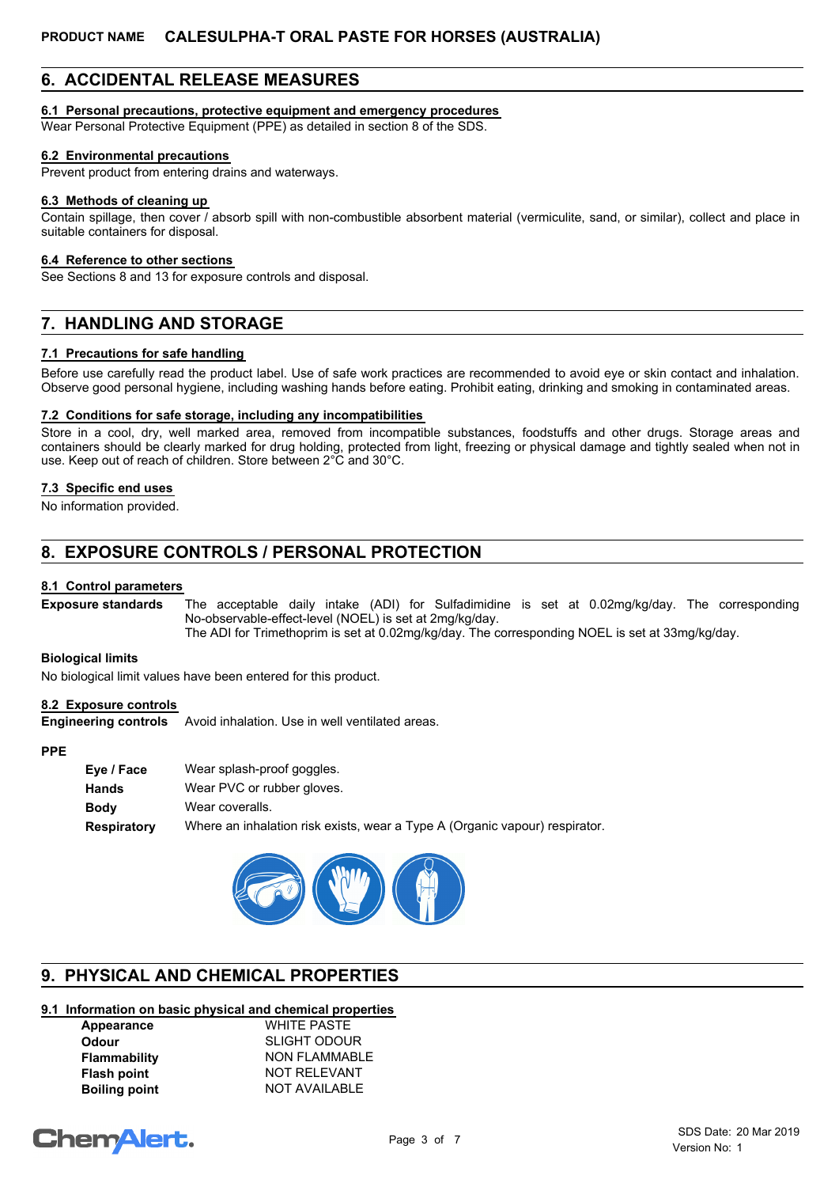## 6. ACCIDENTAL RELEASE MEASURES

### 6.1 Personal precautions, protective equipment and emergency procedures

Wear Personal Protective Equipment (PPE) as detailed in section 8 of the SDS.

### 6.2 Environmental precautions

Prevent product from entering drains and waterways.

### 6.3 Methods of cleaning up

Contain spillage, then cover / absorb spill with non-combustible absorbent material (vermiculite, sand, or similar), collect and place in suitable containers for disposal.

### 6.4 Reference to other sections

See Sections 8 and 13 for exposure controls and disposal.

## 7. HANDLING AND STORAGE

### 7.1 Precautions for safe handling

Before use carefully read the product label. Use of safe work practices are recommended to avoid eye or skin contact and inhalation. Observe good personal hygiene, including washing hands before eating. Prohibit eating, drinking and smoking in contaminated areas.

### 7.2 Conditions for safe storage, including any incompatibilities

Store in a cool, dry, well marked area, removed from incompatible substances, foodstuffs and other drugs. Storage areas and containers should be clearly marked for drug holding, protected from light, freezing or physical damage and tightly sealed when not in use. Keep out of reach of children. Store between 2°C and 30°C.

### 7.3 Specific end uses

No information provided.

## 8. EXPOSURE CONTROLS / PERSONAL PROTECTION

### 8.1 Control parameters

**Exposure standards** The acceptable daily intake (ADI) for Sulfadimidine is set at 0.02mg/kg/day. The corresponding No-observable-effect-level (NOEL) is set at 2mg/kg/day.
The ADI for Trimethoprim is set at 0.02mg/kg/day. The corresponding NOEL is set at 33mg/kg/day.

**Biological limits**

No biological limit values have been entered for this product.

### 8.2 Exposure controls

**Engineering controls** Avoid inhalation. Use in well ventilated areas.

**PPE**

| | |
|---|---|
| **Eye / Face** | Wear splash-proof goggles. |
| **Hands** | Wear PVC or rubber gloves. |
| **Body** | Wear coveralls. |
| **Respiratory** | Where an inhalation risk exists, wear a Type A (Organic vapour) respirator. |

## 9. PHYSICAL AND CHEMICAL PROPERTIES

### 9.1 Information on basic physical and chemical properties

| | |
|---|---|
| **Appearance** | WHITE PASTE |
| **Odour** | SLIGHT ODOUR |
| **Flammability** | NON FLAMMABLE |
| **Flash point** | NOT RELEVANT |
| **Boiling point** | NOT AVAILABLE |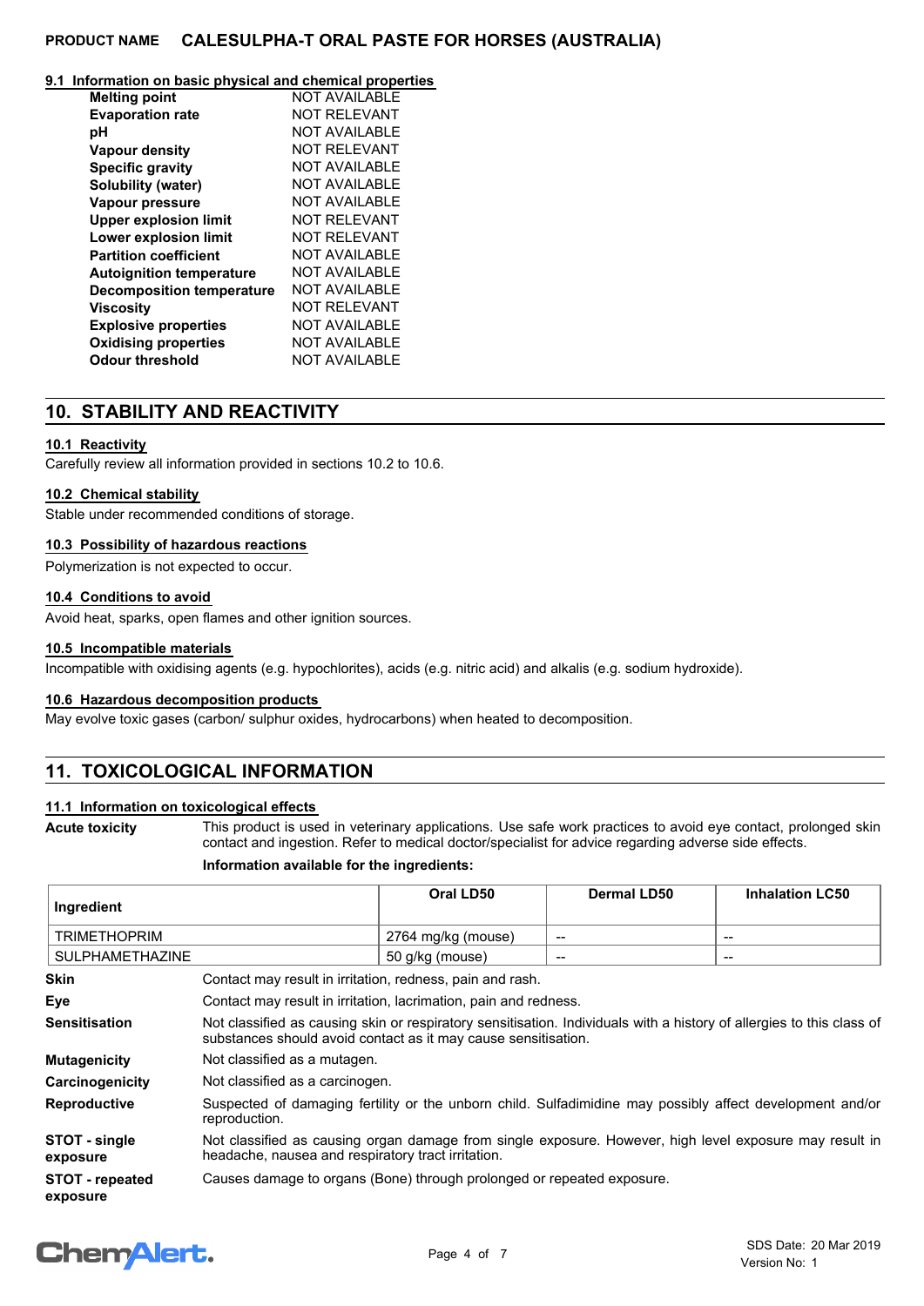#### 9.1 Information on basic physical and chemical properties

| Property | Value |
|---|---|
| **Melting point** | NOT AVAILABLE |
| **Evaporation rate** | NOT RELEVANT |
| **pH** | NOT AVAILABLE |
| **Vapour density** | NOT RELEVANT |
| **Specific gravity** | NOT AVAILABLE |
| **Solubility (water)** | NOT AVAILABLE |
| **Vapour pressure** | NOT AVAILABLE |
| **Upper explosion limit** | NOT RELEVANT |
| **Lower explosion limit** | NOT RELEVANT |
| **Partition coefficient** | NOT AVAILABLE |
| **Autoignition temperature** | NOT AVAILABLE |
| **Decomposition temperature** | NOT AVAILABLE |
| **Viscosity** | NOT RELEVANT |
| **Explosive properties** | NOT AVAILABLE |
| **Oxidising properties** | NOT AVAILABLE |
| **Odour threshold** | NOT AVAILABLE |

## 10. STABILITY AND REACTIVITY

#### 10.1 Reactivity

Carefully review all information provided in sections 10.2 to 10.6.

#### 10.2 Chemical stability

Stable under recommended conditions of storage.

#### 10.3 Possibility of hazardous reactions

Polymerization is not expected to occur.

#### 10.4 Conditions to avoid

Avoid heat, sparks, open flames and other ignition sources.

#### 10.5 Incompatible materials

Incompatible with oxidising agents (e.g. hypochlorites), acids (e.g. nitric acid) and alkalis (e.g. sodium hydroxide).

#### 10.6 Hazardous decomposition products

May evolve toxic gases (carbon/ sulphur oxides, hydrocarbons) when heated to decomposition.

## 11. TOXICOLOGICAL INFORMATION

#### 11.1 Information on toxicological effects

**Acute toxicity** This product is used in veterinary applications. Use safe work practices to avoid eye contact, prolonged skin contact and ingestion. Refer to medical doctor/specialist for advice regarding adverse side effects.

**Information available for the ingredients:**

| Ingredient | Oral LD50 | Dermal LD50 | Inhalation LC50 |
|---|---|---|---|
| TRIMETHOPRIM | 2764 mg/kg (mouse) | -- | -- |
| SULPHAMETHAZINE | 50 g/kg (mouse) | -- | -- |

**Skin** Contact may result in irritation, redness, pain and rash.

**Eye** Contact may result in irritation, lacrimation, pain and redness.

**Sensitisation** Not classified as causing skin or respiratory sensitisation. Individuals with a history of allergies to this class of substances should avoid contact as it may cause sensitisation.

**Mutagenicity** Not classified as a mutagen.

**Carcinogenicity** Not classified as a carcinogen.

**Reproductive** Suspected of damaging fertility or the unborn child. Sulfadimidine may possibly affect development and/or reproduction.

**STOT - single exposure** Not classified as causing organ damage from single exposure. However, high level exposure may result in headache, nausea and respiratory tract irritation.

**STOT - repeated exposure** Causes damage to organs (Bone) through prolonged or repeated exposure.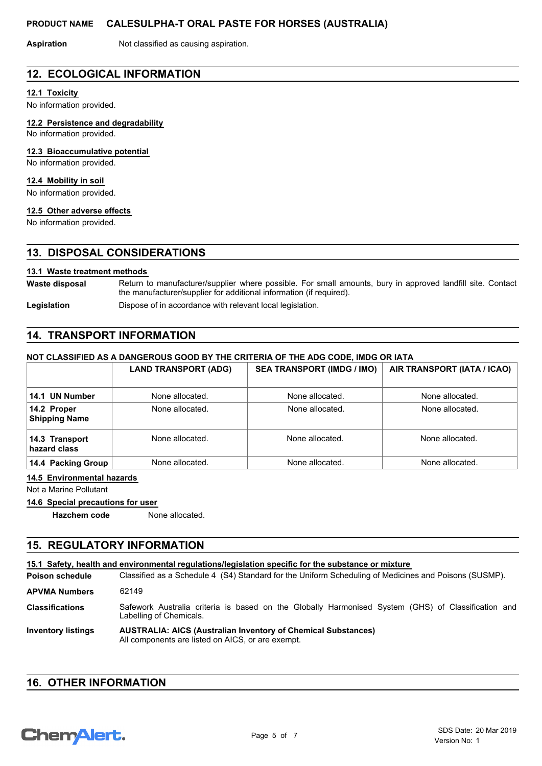| | |
|---|---|
| **Aspiration** | Not classified as causing aspiration. |

## 12. ECOLOGICAL INFORMATION

### 12.1 Toxicity

No information provided.

### 12.2 Persistence and degradability

No information provided.

### 12.3 Bioaccumulative potential

No information provided.

### 12.4 Mobility in soil

No information provided.

### 12.5 Other adverse effects

No information provided.

## 13. DISPOSAL CONSIDERATIONS

### 13.1 Waste treatment methods

| | |
|---|---|
| **Waste disposal** | Return to manufacturer/supplier where possible. For small amounts, bury in approved landfill site. Contact the manufacturer/supplier for additional information (if required). |
| **Legislation** | Dispose of in accordance with relevant local legislation. |

## 14. TRANSPORT INFORMATION

**NOT CLASSIFIED AS A DANGEROUS GOOD BY THE CRITERIA OF THE ADG CODE, IMDG OR IATA**

| | LAND TRANSPORT (ADG) | SEA TRANSPORT (IMDG / IMO) | AIR TRANSPORT (IATA / ICAO) |
|---|---|---|---|
| **14.1 UN Number** | None allocated. | None allocated. | None allocated. |
| **14.2 Proper Shipping Name** | None allocated. | None allocated. | None allocated. |
| **14.3 Transport hazard class** | None allocated. | None allocated. | None allocated. |
| **14.4 Packing Group** | None allocated. | None allocated. | None allocated. |

### 14.5 Environmental hazards

Not a Marine Pollutant

### 14.6 Special precautions for user

**Hazchem code** None allocated.

## 15. REGULATORY INFORMATION

### 15.1 Safety, health and environmental regulations/legislation specific for the substance or mixture

| | |
|---|---|
| **Poison schedule** | Classified as a Schedule 4 (S4) Standard for the Uniform Scheduling of Medicines and Poisons (SUSMP). |
| **APVMA Numbers** | 62149 |
| **Classifications** | Safework Australia criteria is based on the Globally Harmonised System (GHS) of Classification and Labelling of Chemicals. |
| **Inventory listings** | **AUSTRALIA: AICS (Australian Inventory of Chemical Substances)** All components are listed on AICS, or are exempt. |

## 16. OTHER INFORMATION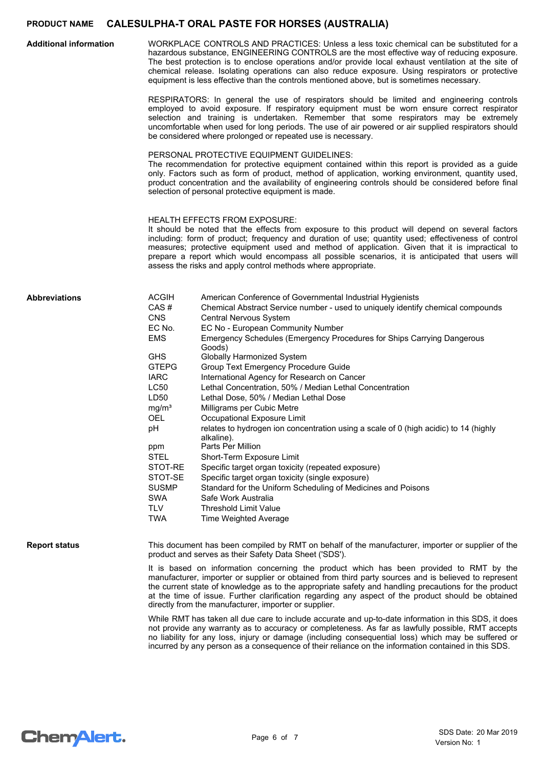### Additional information

WORKPLACE CONTROLS AND PRACTICES: Unless a less toxic chemical can be substituted for a hazardous substance, ENGINEERING CONTROLS are the most effective way of reducing exposure. The best protection is to enclose operations and/or provide local exhaust ventilation at the site of chemical release. Isolating operations can also reduce exposure. Using respirators or protective equipment is less effective than the controls mentioned above, but is sometimes necessary.

RESPIRATORS: In general the use of respirators should be limited and engineering controls employed to avoid exposure. If respiratory equipment must be worn ensure correct respirator selection and training is undertaken. Remember that some respirators may be extremely uncomfortable when used for long periods. The use of air powered or air supplied respirators should be considered where prolonged or repeated use is necessary.

PERSONAL PROTECTIVE EQUIPMENT GUIDELINES:
The recommendation for protective equipment contained within this report is provided as a guide only. Factors such as form of product, method of application, working environment, quantity used, product concentration and the availability of engineering controls should be considered before final selection of personal protective equipment is made.

HEALTH EFFECTS FROM EXPOSURE:
It should be noted that the effects from exposure to this product will depend on several factors including: form of product; frequency and duration of use; quantity used; effectiveness of control measures; protective equipment used and method of application. Given that it is impractical to prepare a report which would encompass all possible scenarios, it is anticipated that users will assess the risks and apply control methods where appropriate.

### Abbreviations

| Abbreviation | Meaning |
|---|---|
| ACGIH | American Conference of Governmental Industrial Hygienists |
| CAS # | Chemical Abstract Service number - used to uniquely identify chemical compounds |
| CNS | Central Nervous System |
| EC No. | EC No - European Community Number |
| EMS | Emergency Schedules (Emergency Procedures for Ships Carrying Dangerous Goods) |
| GHS | Globally Harmonized System |
| GTEPG | Group Text Emergency Procedure Guide |
| IARC | International Agency for Research on Cancer |
| LC50 | Lethal Concentration, 50% / Median Lethal Concentration |
| LD50 | Lethal Dose, 50% / Median Lethal Dose |
| $mg/m^3$ | Milligrams per Cubic Metre |
| OEL | Occupational Exposure Limit |
| pH | relates to hydrogen ion concentration using a scale of 0 (high acidic) to 14 (highly alkaline). |
| ppm | Parts Per Million |
| STEL | Short-Term Exposure Limit |
| STOT-RE | Specific target organ toxicity (repeated exposure) |
| STOT-SE | Specific target organ toxicity (single exposure) |
| SUSMP | Standard for the Uniform Scheduling of Medicines and Poisons |
| SWA | Safe Work Australia |
| TLV | Threshold Limit Value |
| TWA | Time Weighted Average |

### Report status

This document has been compiled by RMT on behalf of the manufacturer, importer or supplier of the product and serves as their Safety Data Sheet ('SDS').

It is based on information concerning the product which has been provided to RMT by the manufacturer, importer or supplier or obtained from third party sources and is believed to represent the current state of knowledge as to the appropriate safety and handling precautions for the product at the time of issue. Further clarification regarding any aspect of the product should be obtained directly from the manufacturer, importer or supplier.

While RMT has taken all due care to include accurate and up-to-date information in this SDS, it does not provide any warranty as to accuracy or completeness. As far as lawfully possible, RMT accepts no liability for any loss, injury or damage (including consequential loss) which may be suffered or incurred by any person as a consequence of their reliance on the information contained in this SDS.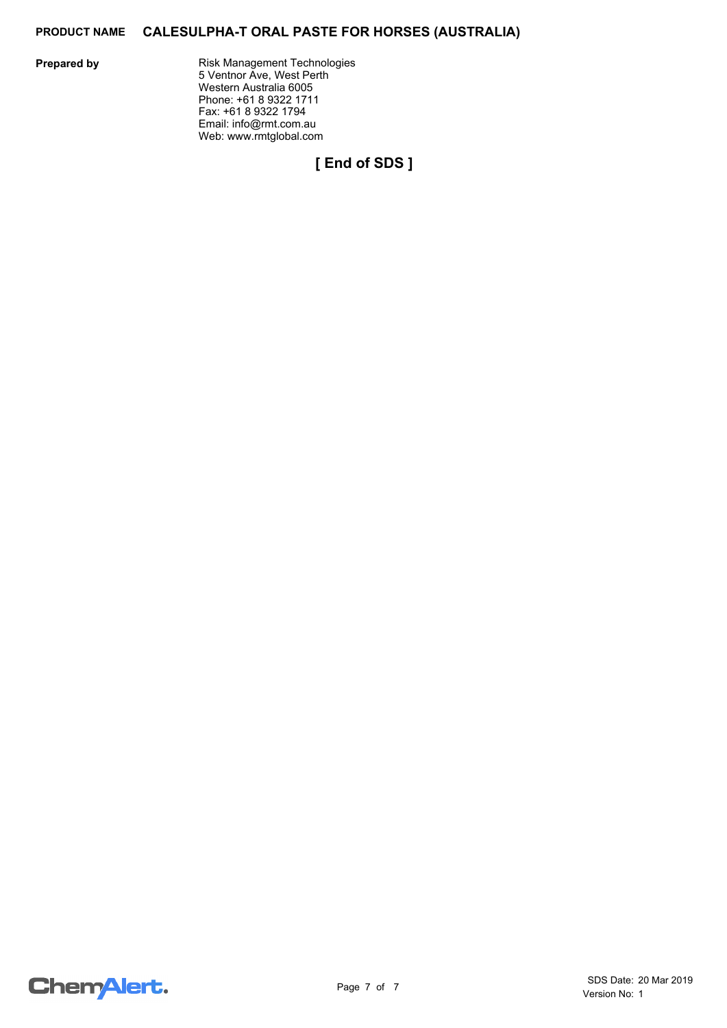**Prepared by**

Risk Management Technologies
5 Ventnor Ave, West Perth
Western Australia 6005
Phone: +61 8 9322 1711
Fax: +61 8 9322 1794
Email: info@rmt.com.au
Web: www.rmtglobal.com

**[ End of SDS ]**